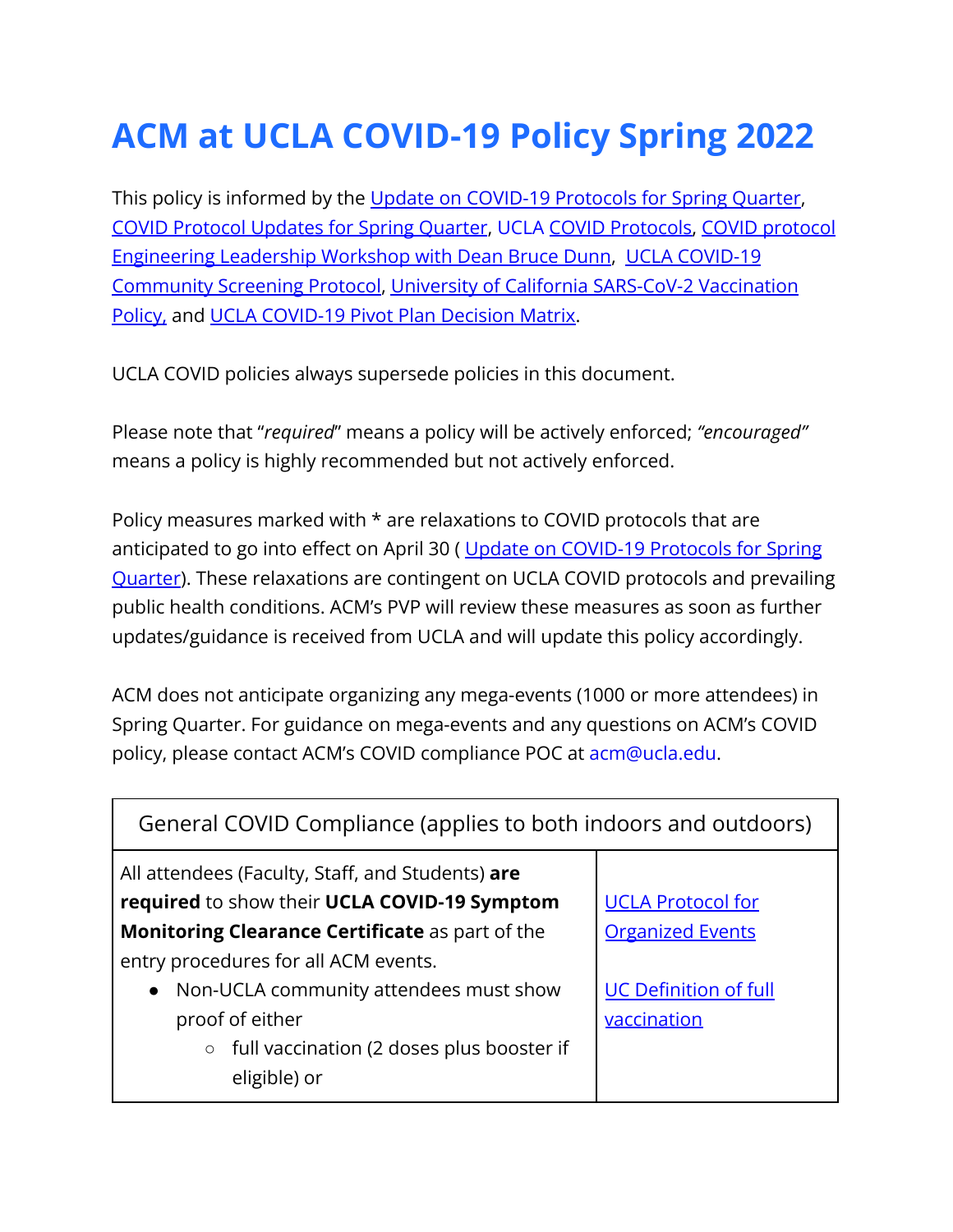# ACM at UCLA COVID-19 Policy Spring 2022

This policy is informed by the Update on COVID-19 Protocols for Spring Quarter, COVID Protocol Updates for Spring Quarter, UCLA COVID Protocols, COVID protocol Engineering Leadership Workshop with Dean Bruce Dunn, UCLA COVID-19 Community Screening Protocol, University of California SARS-CoV-2 Vaccination Policy, and UCLA COVID-19 Pivot Plan Decision Matrix.

UCLA COVID policies always supersede policies in this document.

Please note that "*required*" means a policy will be actively enforced; *"encouraged"* means a policy is highly recommended but not actively enforced.

Policy measures marked with * are relaxations to COVID protocols that are anticipated to go into effect on April 30 ( Update on COVID-19 Protocols for Spring Quarter). These relaxations are contingent on UCLA COVID protocols and prevailing public health conditions. ACM's PVP will review these measures as soon as further updates/guidance is received from UCLA and will update this policy accordingly.

ACM does not anticipate organizing any mega-events (1000 or more attendees) in Spring Quarter. For guidance on mega-events and any questions on ACM's COVID policy, please contact ACM's COVID compliance POC at acm@ucla.edu.

| General COVID Compliance (applies to both indoors and outdoors) | |
|---|---|
| All attendees (Faculty, Staff, and Students) **are required** to show their **UCLA COVID-19 Symptom Monitoring Clearance Certificate** as part of the entry procedures for all ACM events.<br>• Non-UCLA community attendees must show proof of either<br>&nbsp;&nbsp;&nbsp;&nbsp;○ full vaccination (2 doses plus booster if eligible) or | UCLA Protocol for Organized Events<br><br>UC Definition of full vaccination |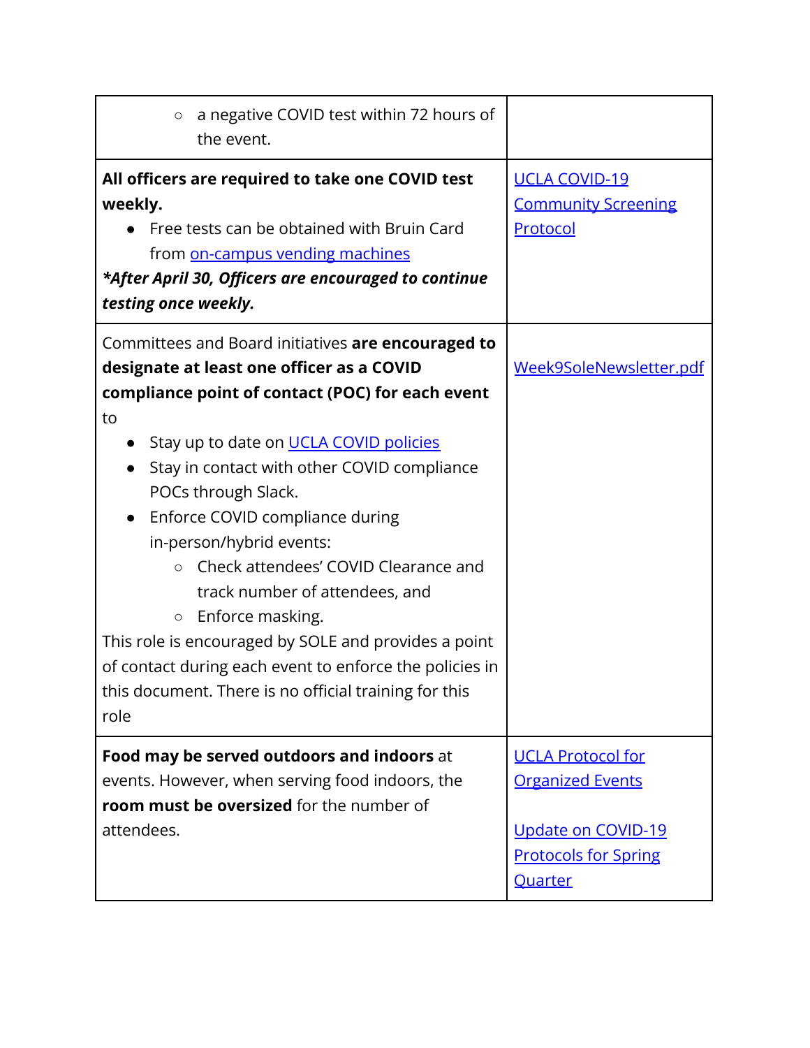| | |
|---|---|
| ○ a negative COVID test within 72 hours of the event. | |
| **All officers are required to take one COVID test weekly.**<br>● Free tests can be obtained with Bruin Card from on-campus vending machines<br>***After April 30, Officers are encouraged to continue testing once weekly.*** | UCLA COVID-19 Community Screening Protocol |
| Committees and Board initiatives **are encouraged to designate at least one officer as a COVID compliance point of contact (POC) for each event** to<br>● Stay up to date on UCLA COVID policies<br>● Stay in contact with other COVID compliance POCs through Slack.<br>● Enforce COVID compliance during in-person/hybrid events:<br>○ Check attendees' COVID Clearance and track number of attendees, and<br>○ Enforce masking.<br>This role is encouraged by SOLE and provides a point of contact during each event to enforce the policies in this document. There is no official training for this role | Week9SoleNewsletter.pdf |
| **Food may be served outdoors and indoors** at events. However, when serving food indoors, the **room must be oversized** for the number of attendees. | UCLA Protocol for Organized Events<br><br>Update on COVID-19 Protocols for Spring Quarter |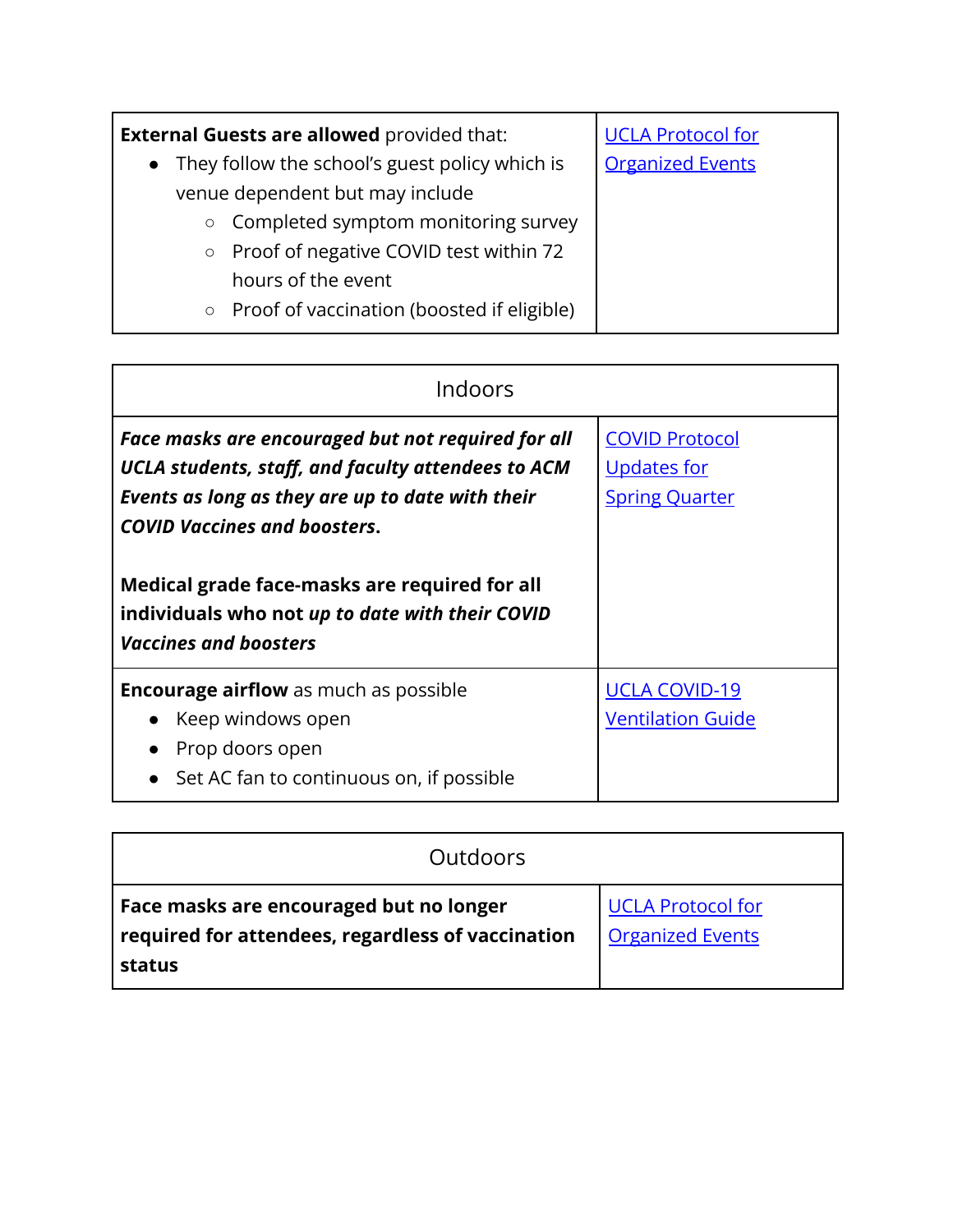| | |
|---|---|
| **External Guests are allowed** provided that:<br>• They follow the school's guest policy which is venue dependent but may include<br>&nbsp;&nbsp;&nbsp;&nbsp;○ Completed symptom monitoring survey<br>&nbsp;&nbsp;&nbsp;&nbsp;○ Proof of negative COVID test within 72 hours of the event<br>&nbsp;&nbsp;&nbsp;&nbsp;○ Proof of vaccination (boosted if eligible) | UCLA Protocol for Organized Events |

| Indoors | |
|---|---|
| ***Face masks are encouraged but not required for all UCLA students, staff, and faculty attendees to ACM Events as long as they are up to date with their COVID Vaccines and boosters.***<br><br>**Medical grade face-masks are required for all individuals who not *up to date with their COVID Vaccines and boosters*** | COVID Protocol Updates for Spring Quarter |
| **Encourage airflow** as much as possible<br>• Keep windows open<br>• Prop doors open<br>• Set AC fan to continuous on, if possible | UCLA COVID-19 Ventilation Guide |

| Outdoors | |
|---|---|
| **Face masks are encouraged but no longer required for attendees, regardless of vaccination status** | UCLA Protocol for Organized Events |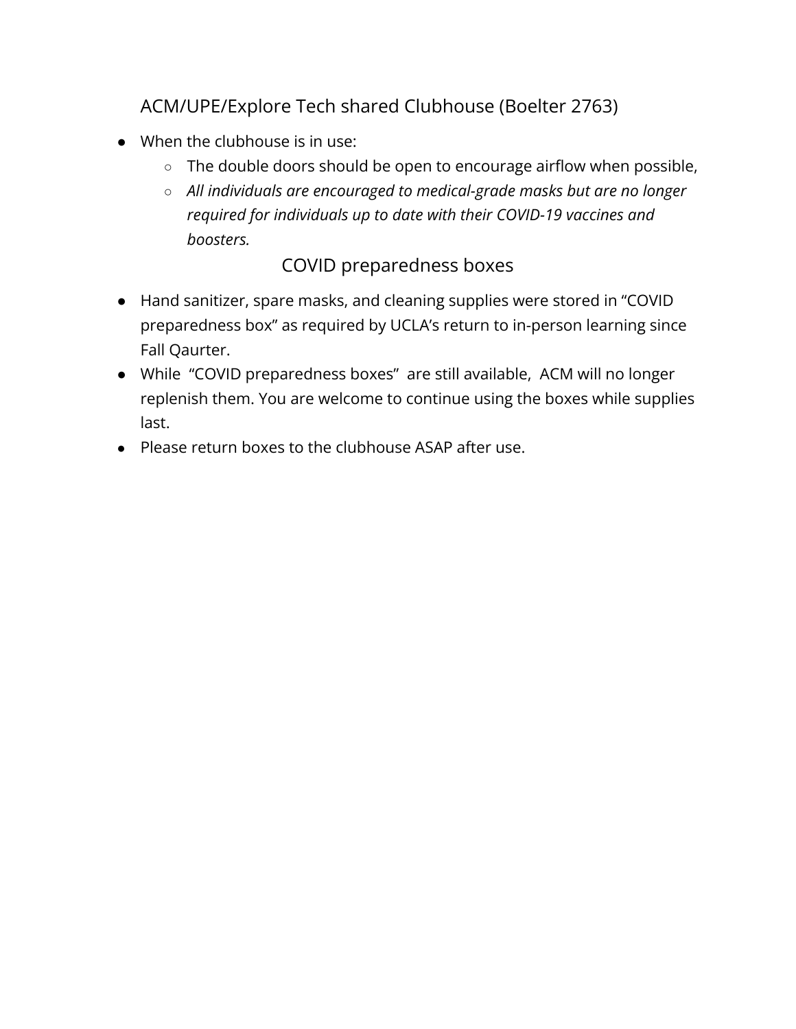## ACM/UPE/Explore Tech shared Clubhouse (Boelter 2763)

- When the clubhouse is in use:
  - The double doors should be open to encourage airflow when possible,
  - *All individuals are encouraged to medical-grade masks but are no longer required for individuals up to date with their COVID-19 vaccines and boosters.*

## COVID preparedness boxes

- Hand sanitizer, spare masks, and cleaning supplies were stored in “COVID preparedness box” as required by UCLA’s return to in-person learning since Fall Qaurter.
- While “COVID preparedness boxes” are still available, ACM will no longer replenish them. You are welcome to continue using the boxes while supplies last.
- Please return boxes to the clubhouse ASAP after use.